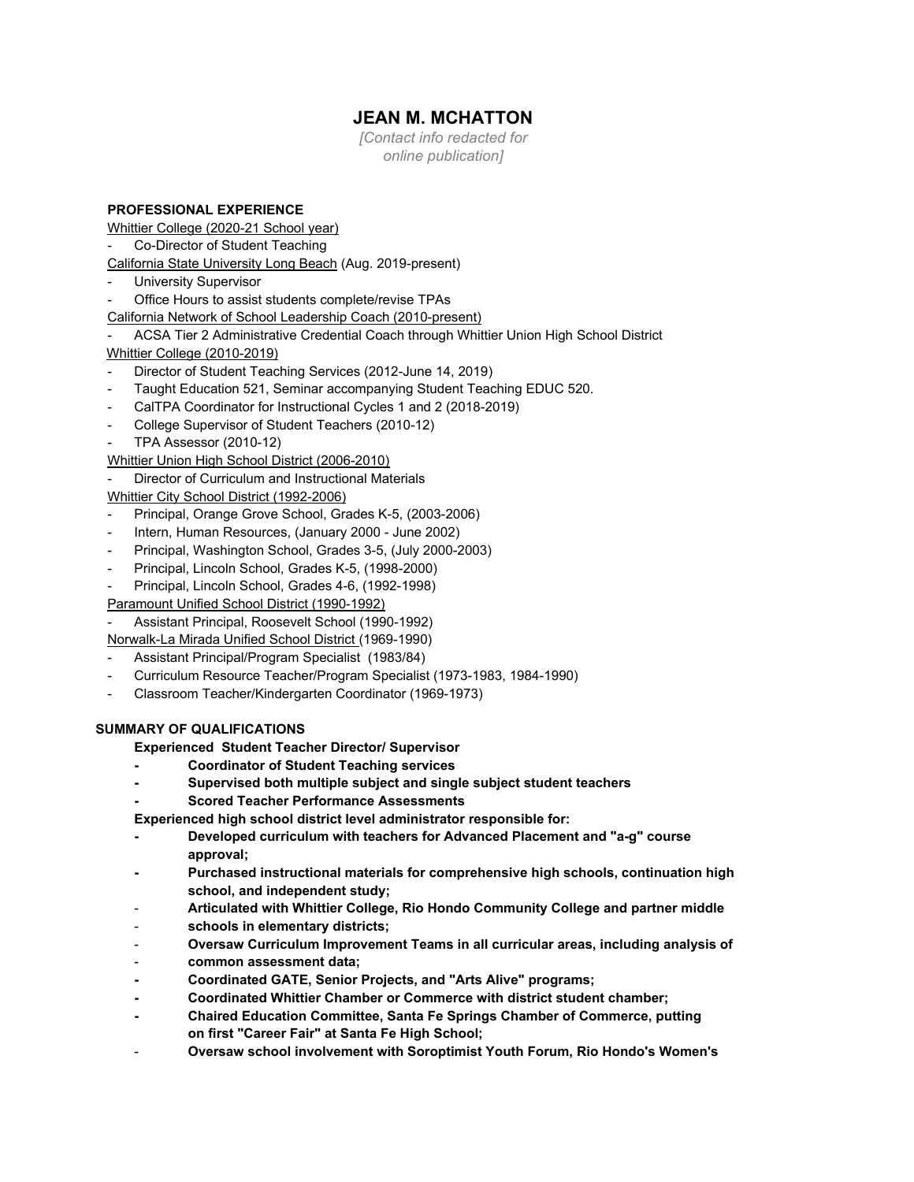# JEAN M. MCHATTON

*[Contact info redacted for online publication]*

## PROFESSIONAL EXPERIENCE

Whittier College (2020-21 School year)
- Co-Director of Student Teaching

California State University Long Beach (Aug. 2019-present)
- University Supervisor
- Office Hours to assist students complete/revise TPAs

California Network of School Leadership Coach (2010-present)
- ACSA Tier 2 Administrative Credential Coach through Whittier Union High School District

Whittier College (2010-2019)
- Director of Student Teaching Services (2012-June 14, 2019)
- Taught Education 521, Seminar accompanying Student Teaching EDUC 520.
- CalTPA Coordinator for Instructional Cycles 1 and 2 (2018-2019)
- College Supervisor of Student Teachers (2010-12)
- TPA Assessor (2010-12)

Whittier Union High School District (2006-2010)
- Director of Curriculum and Instructional Materials

Whittier City School District (1992-2006)
- Principal, Orange Grove School, Grades K-5, (2003-2006)
- Intern, Human Resources, (January 2000 - June 2002)
- Principal, Washington School, Grades 3-5, (July 2000-2003)
- Principal, Lincoln School, Grades K-5, (1998-2000)
- Principal, Lincoln School, Grades 4-6, (1992-1998)

Paramount Unified School District (1990-1992)
- Assistant Principal, Roosevelt School (1990-1992)

Norwalk-La Mirada Unified School District (1969-1990)
- Assistant Principal/Program Specialist (1983/84)
- Curriculum Resource Teacher/Program Specialist (1973-1983, 1984-1990)
- Classroom Teacher/Kindergarten Coordinator (1969-1973)

## SUMMARY OF QUALIFICATIONS

**Experienced Student Teacher Director/ Supervisor**
- **Coordinator of Student Teaching services**
- **Supervised both multiple subject and single subject student teachers**
- **Scored Teacher Performance Assessments**

**Experienced high school district level administrator responsible for:**
- **Developed curriculum with teachers for Advanced Placement and "a-g" course approval;**
- **Purchased instructional materials for comprehensive high schools, continuation high school, and independent study;**
- **Articulated with Whittier College, Rio Hondo Community College and partner middle schools in elementary districts;**
- **Oversaw Curriculum Improvement Teams in all curricular areas, including analysis of common assessment data;**
- **Coordinated GATE, Senior Projects, and "Arts Alive" programs;**
- **Coordinated Whittier Chamber or Commerce with district student chamber;**
- **Chaired Education Committee, Santa Fe Springs Chamber of Commerce, putting on first "Career Fair" at Santa Fe High School;**
- **Oversaw school involvement with Soroptimist Youth Forum, Rio Hondo's Women's**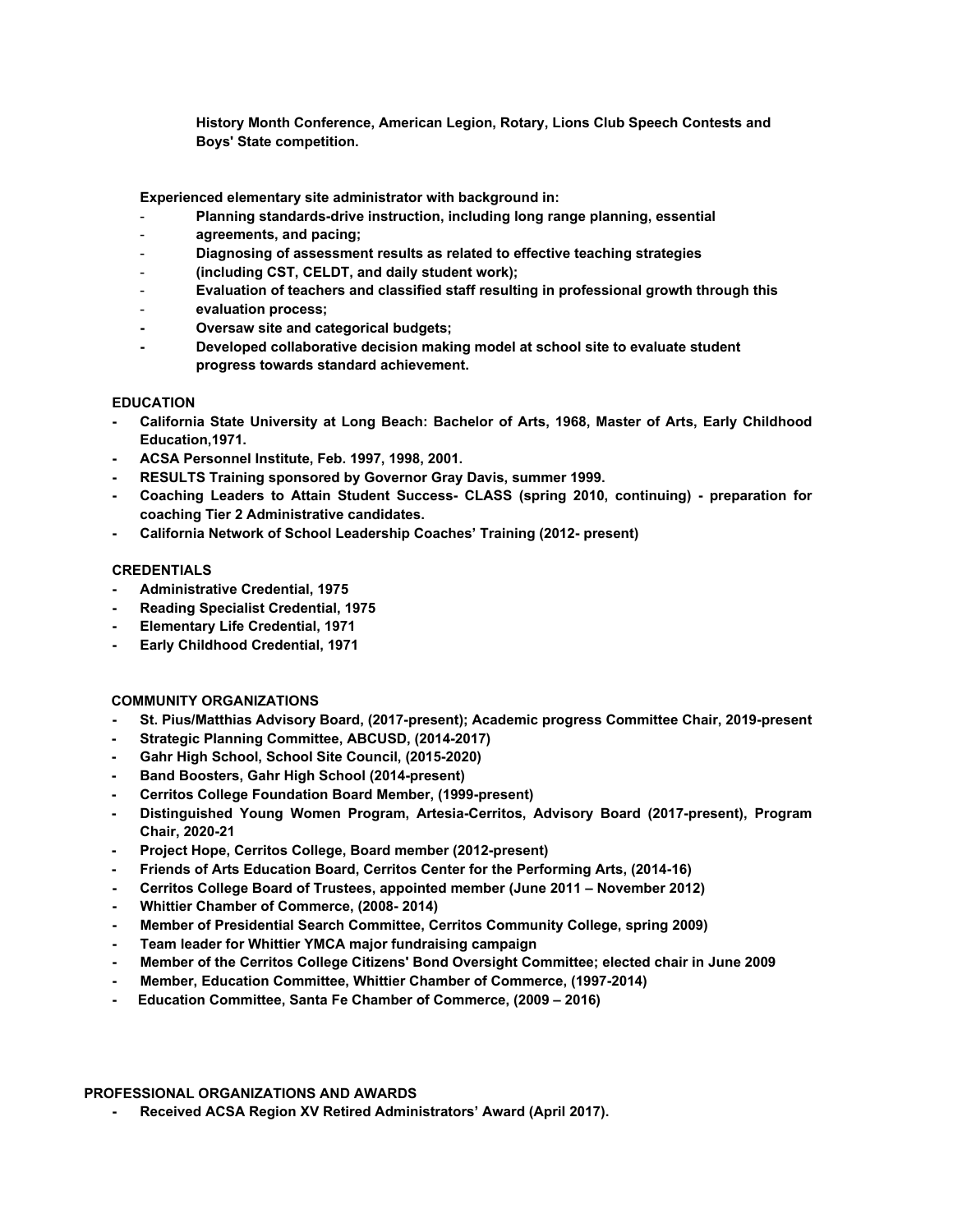**History Month Conference, American Legion, Rotary, Lions Club Speech Contests and Boys' State competition.**

**Experienced elementary site administrator with background in:**

- **Planning standards-drive instruction, including long range planning, essential**
- **agreements, and pacing;**
- **Diagnosing of assessment results as related to effective teaching strategies**
- **(including CST, CELDT, and daily student work);**
- **Evaluation of teachers and classified staff resulting in professional growth through this**
- **evaluation process;**
- **Oversaw site and categorical budgets;**
- **Developed collaborative decision making model at school site to evaluate student progress towards standard achievement.**

**EDUCATION**

- **California State University at Long Beach: Bachelor of Arts, 1968, Master of Arts, Early Childhood Education,1971.**
- **ACSA Personnel Institute, Feb. 1997, 1998, 2001.**
- **RESULTS Training sponsored by Governor Gray Davis, summer 1999.**
- **Coaching Leaders to Attain Student Success- CLASS (spring 2010, continuing) - preparation for coaching Tier 2 Administrative candidates.**
- **California Network of School Leadership Coaches' Training (2012- present)**

**CREDENTIALS**

- **Administrative Credential, 1975**
- **Reading Specialist Credential, 1975**
- **Elementary Life Credential, 1971**
- **Early Childhood Credential, 1971**

**COMMUNITY ORGANIZATIONS**

- **St. Pius/Matthias Advisory Board, (2017-present); Academic progress Committee Chair, 2019-present**
- **Strategic Planning Committee, ABCUSD, (2014-2017)**
- **Gahr High School, School Site Council, (2015-2020)**
- **Band Boosters, Gahr High School (2014-present)**
- **Cerritos College Foundation Board Member, (1999-present)**
- **Distinguished Young Women Program, Artesia-Cerritos, Advisory Board (2017-present), Program Chair, 2020-21**
- **Project Hope, Cerritos College, Board member (2012-present)**
- **Friends of Arts Education Board, Cerritos Center for the Performing Arts, (2014-16)**
- **Cerritos College Board of Trustees, appointed member (June 2011 – November 2012)**
- **Whittier Chamber of Commerce, (2008- 2014)**
- **Member of Presidential Search Committee, Cerritos Community College, spring 2009)**
- **Team leader for Whittier YMCA major fundraising campaign**
- **Member of the Cerritos College Citizens' Bond Oversight Committee; elected chair in June 2009**
- **Member, Education Committee, Whittier Chamber of Commerce, (1997-2014)**
- **Education Committee, Santa Fe Chamber of Commerce, (2009 – 2016)**

**PROFESSIONAL ORGANIZATIONS AND AWARDS**

- **Received ACSA Region XV Retired Administrators' Award (April 2017).**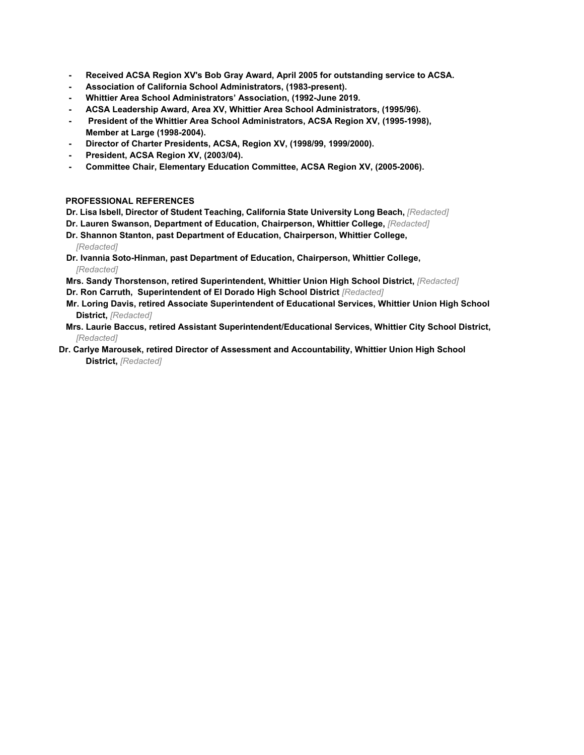- **Received ACSA Region XV's Bob Gray Award, April 2005 for outstanding service to ACSA.**
- **Association of California School Administrators, (1983-present).**
- **Whittier Area School Administrators' Association, (1992-June 2019.**
- **ACSA Leadership Award, Area XV, Whittier Area School Administrators, (1995/96).**
- **President of the Whittier Area School Administrators, ACSA Region XV, (1995-1998), Member at Large (1998-2004).**
- **Director of Charter Presidents, ACSA, Region XV, (1998/99, 1999/2000).**
- **President, ACSA Region XV, (2003/04).**
- **Committee Chair, Elementary Education Committee, ACSA Region XV, (2005-2006).**

## PROFESSIONAL REFERENCES

**Dr. Lisa Isbell, Director of Student Teaching, California State University Long Beach,** *[Redacted]*

**Dr. Lauren Swanson, Department of Education, Chairperson, Whittier College,** *[Redacted]*

**Dr. Shannon Stanton, past Department of Education, Chairperson, Whittier College,** *[Redacted]*

**Dr. Ivannia Soto-Hinman, past Department of Education, Chairperson, Whittier College,** *[Redacted]*

**Mrs. Sandy Thorstenson, retired Superintendent, Whittier Union High School District,** *[Redacted]*

**Dr. Ron Carruth, Superintendent of El Dorado High School District** *[Redacted]*

**Mr. Loring Davis, retired Associate Superintendent of Educational Services, Whittier Union High School District,** *[Redacted]*

**Mrs. Laurie Baccus, retired Assistant Superintendent/Educational Services, Whittier City School District,** *[Redacted]*

**Dr. Carlye Marousek, retired Director of Assessment and Accountability, Whittier Union High School District,** *[Redacted]*